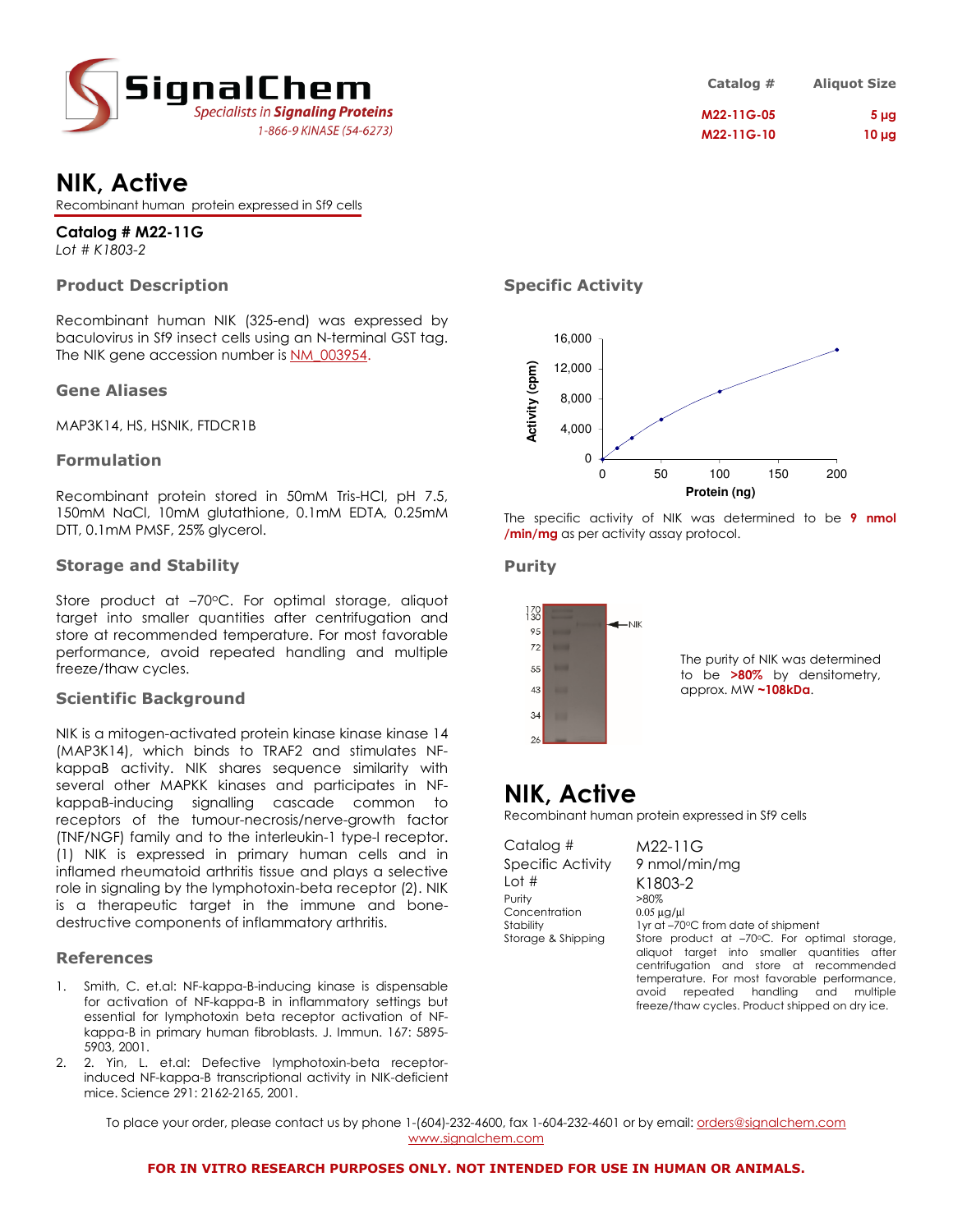SignalChem
*Specialists in **Signaling Proteins***
1-866-9 KINASE (54-6273)

| Catalog # | Aliquot Size |
| --- | --- |
| M22-11G-05 | 5 µg |
| M22-11G-10 | 10 µg |

# NIK, Active

Recombinant human protein expressed in Sf9 cells

**Catalog # M22-11G**
*Lot # K1803-2*

## Product Description

Recombinant human NIK (325-end) was expressed by baculovirus in Sf9 insect cells using an N-terminal GST tag. The NIK gene accession number is NM_003954.

## Gene Aliases

MAP3K14, HS, HSNIK, FTDCR1B

## Formulation

Recombinant protein stored in 50mM Tris-HCl, pH 7.5, 150mM NaCl, 10mM glutathione, 0.1mM EDTA, 0.25mM DTT, 0.1mM PMSF, 25% glycerol.

## Storage and Stability

Store product at –70°C. For optimal storage, aliquot target into smaller quantities after centrifugation and store at recommended temperature. For most favorable performance, avoid repeated handling and multiple freeze/thaw cycles.

## Scientific Background

NIK is a mitogen-activated protein kinase kinase kinase 14 (MAP3K14), which binds to TRAF2 and stimulates NF-kappaB activity. NIK shares sequence similarity with several other MAPKK kinases and participates in NF-kappaB-inducing signalling cascade common to receptors of the tumour-necrosis/nerve-growth factor (TNF/NGF) family and to the interleukin-1 type-I receptor. (1) NIK is expressed in primary human cells and in inflamed rheumatoid arthritis tissue and plays a selective role in signaling by the lymphotoxin-beta receptor (2). NIK is a therapeutic target in the immune and bone-destructive components of inflammatory arthritis.

## References

1. Smith, C. et.al: NF-kappa-B-inducing kinase is dispensable for activation of NF-kappa-B in inflammatory settings but essential for lymphotoxin beta receptor activation of NF-kappa-B in primary human fibroblasts. J. Immun. 167: 5895-5903, 2001.
2. 2. Yin, L. et.al: Defective lymphotoxin-beta receptor-induced NF-kappa-B transcriptional activity in NIK-deficient mice. Science 291: 2162-2165, 2001.

## Specific Activity

The specific activity of NIK was determined to be **9 nmol /min/mg** as per activity assay protocol.

## Purity

The purity of NIK was determined to be **>80%** by densitometry, approx. MW **~108kDa**.

# NIK, Active

Recombinant human protein expressed in Sf9 cells

| | |
| --- | --- |
| Catalog # | M22-11G |
| Specific Activity | 9 nmol/min/mg |
| Lot # | K1803-2 |
| Purity | >80% |
| Concentration | 0.05 µg/µl |
| Stability | 1yr at –70°C from date of shipment |
| Storage & Shipping | Store product at –70°C. For optimal storage, aliquot target into smaller quantities after centrifugation and store at recommended temperature. For most favorable performance, avoid repeated handling and multiple freeze/thaw cycles. Product shipped on dry ice. |

To place your order, please contact us by phone 1-(604)-232-4600, fax 1-604-232-4601 or by email: orders@signalchem.com
www.signalchem.com

**FOR IN VITRO RESEARCH PURPOSES ONLY. NOT INTENDED FOR USE IN HUMAN OR ANIMALS.**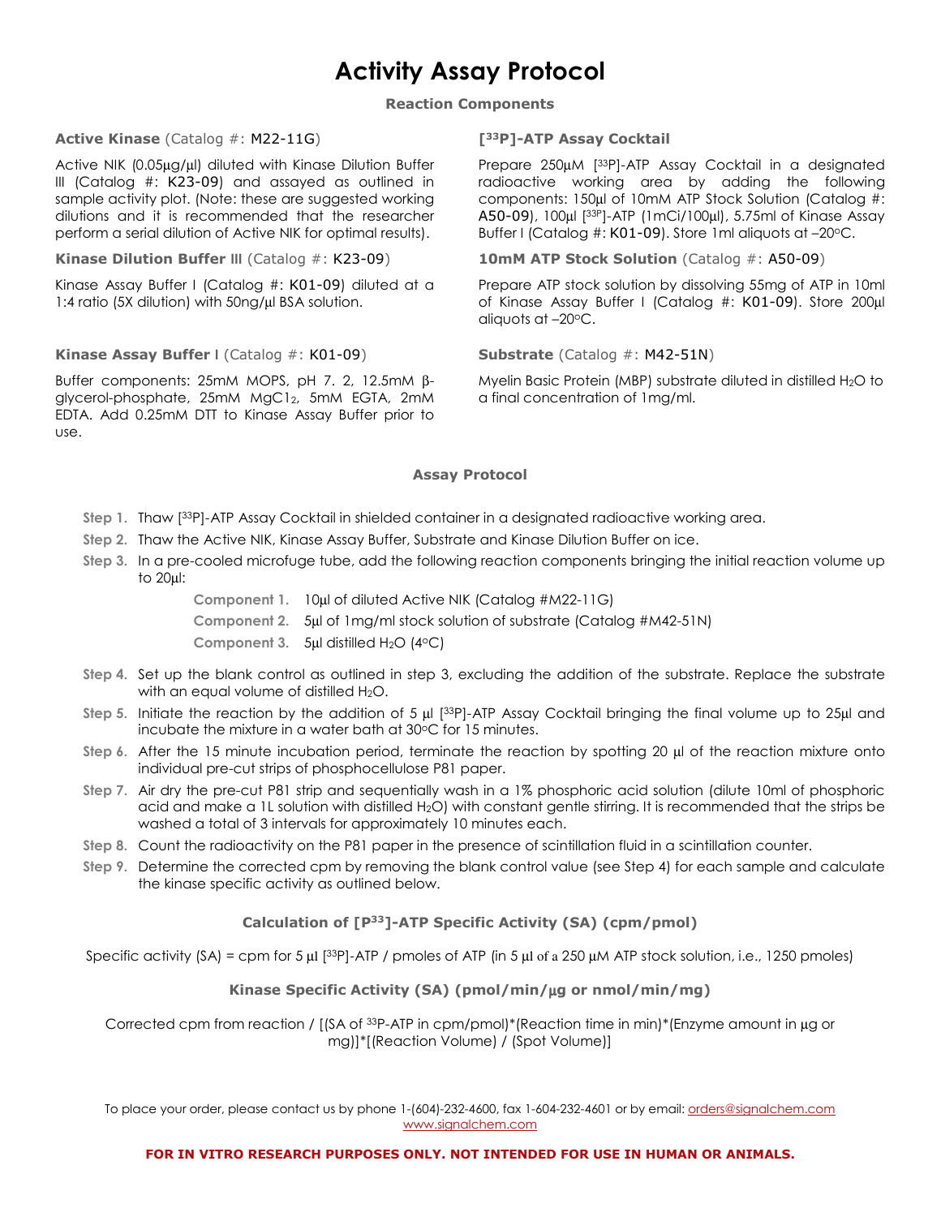# Activity Assay Protocol

### Reaction Components

**Active Kinase** (Catalog #: M22-11G)

Active NIK (0.05µg/µl) diluted with Kinase Dilution Buffer III (Catalog #: K23-09) and assayed as outlined in sample activity plot. (Note: these are suggested working dilutions and it is recommended that the researcher perform a serial dilution of Active NIK for optimal results).

**Kinase Dilution Buffer III** (Catalog #: K23-09)

Kinase Assay Buffer I (Catalog #: K01-09) diluted at a 1:4 ratio (5X dilution) with 50ng/µl BSA solution.

**Kinase Assay Buffer I** (Catalog #: K01-09)

Buffer components: 25mM MOPS, pH 7. 2, 12.5mM β-glycerol-phosphate, 25mM $MgCl_2$, 5mM EGTA, 2mM EDTA. Add 0.25mM DTT to Kinase Assay Buffer prior to use.

**[$^{33}$P]-ATP Assay Cocktail**

Prepare 250µM [$^{33}$P]-ATP Assay Cocktail in a designated radioactive working area by adding the following components: 150µl of 10mM ATP Stock Solution (Catalog #: A50-09), 100µl [$^{33}$P]-ATP (1mCi/100µl), 5.75ml of Kinase Assay Buffer I (Catalog #: K01-09). Store 1ml aliquots at –20°C.

**10mM ATP Stock Solution** (Catalog #: A50-09)

Prepare ATP stock solution by dissolving 55mg of ATP in 10ml of Kinase Assay Buffer I (Catalog #: K01-09). Store 200µl aliquots at –20°C.

**Substrate** (Catalog #: M42-51N)

Myelin Basic Protein (MBP) substrate diluted in distilled $H_2O$ to a final concentration of 1mg/ml.

### Assay Protocol

- **Step 1.** Thaw [$^{33}$P]-ATP Assay Cocktail in shielded container in a designated radioactive working area.
- **Step 2.** Thaw the Active NIK, Kinase Assay Buffer, Substrate and Kinase Dilution Buffer on ice.
- **Step 3.** In a pre-cooled microfuge tube, add the following reaction components bringing the initial reaction volume up to 20µl:
  - **Component 1.** 10µl of diluted Active NIK (Catalog #M22-11G)
  - **Component 2.** 5µl of 1mg/ml stock solution of substrate (Catalog #M42-51N)
  - **Component 3.** 5µl distilled $H_2O$ (4°C)
- **Step 4.** Set up the blank control as outlined in step 3, excluding the addition of the substrate. Replace the substrate with an equal volume of distilled $H_2O$.
- **Step 5.** Initiate the reaction by the addition of 5 µl [$^{33}$P]-ATP Assay Cocktail bringing the final volume up to 25µl and incubate the mixture in a water bath at 30°C for 15 minutes.
- **Step 6.** After the 15 minute incubation period, terminate the reaction by spotting 20 µl of the reaction mixture onto individual pre-cut strips of phosphocellulose P81 paper.
- **Step 7.** Air dry the pre-cut P81 strip and sequentially wash in a 1% phosphoric acid solution (dilute 10ml of phosphoric acid and make a 1L solution with distilled $H_2O$) with constant gentle stirring. It is recommended that the strips be washed a total of 3 intervals for approximately 10 minutes each.
- **Step 8.** Count the radioactivity on the P81 paper in the presence of scintillation fluid in a scintillation counter.
- **Step 9.** Determine the corrected cpm by removing the blank control value (see Step 4) for each sample and calculate the kinase specific activity as outlined below.

### Calculation of [$P^{33}$]-ATP Specific Activity (SA) (cpm/pmol)

Specific activity (SA) = cpm for 5 µl [$^{33}$P]-ATP / pmoles of ATP (in 5 µl of a 250 µM ATP stock solution, i.e., 1250 pmoles)

### Kinase Specific Activity (SA) (pmol/min/µg or nmol/min/mg)

Corrected cpm from reaction / [(SA of $^{33}$P-ATP in cpm/pmol)*(Reaction time in min)*(Enzyme amount in µg or mg)]*[(Reaction Volume) / (Spot Volume)]

To place your order, please contact us by phone 1-(604)-232-4600, fax 1-604-232-4601 or by email: orders@signalchem.com
www.signalchem.com

**FOR IN VITRO RESEARCH PURPOSES ONLY. NOT INTENDED FOR USE IN HUMAN OR ANIMALS.**